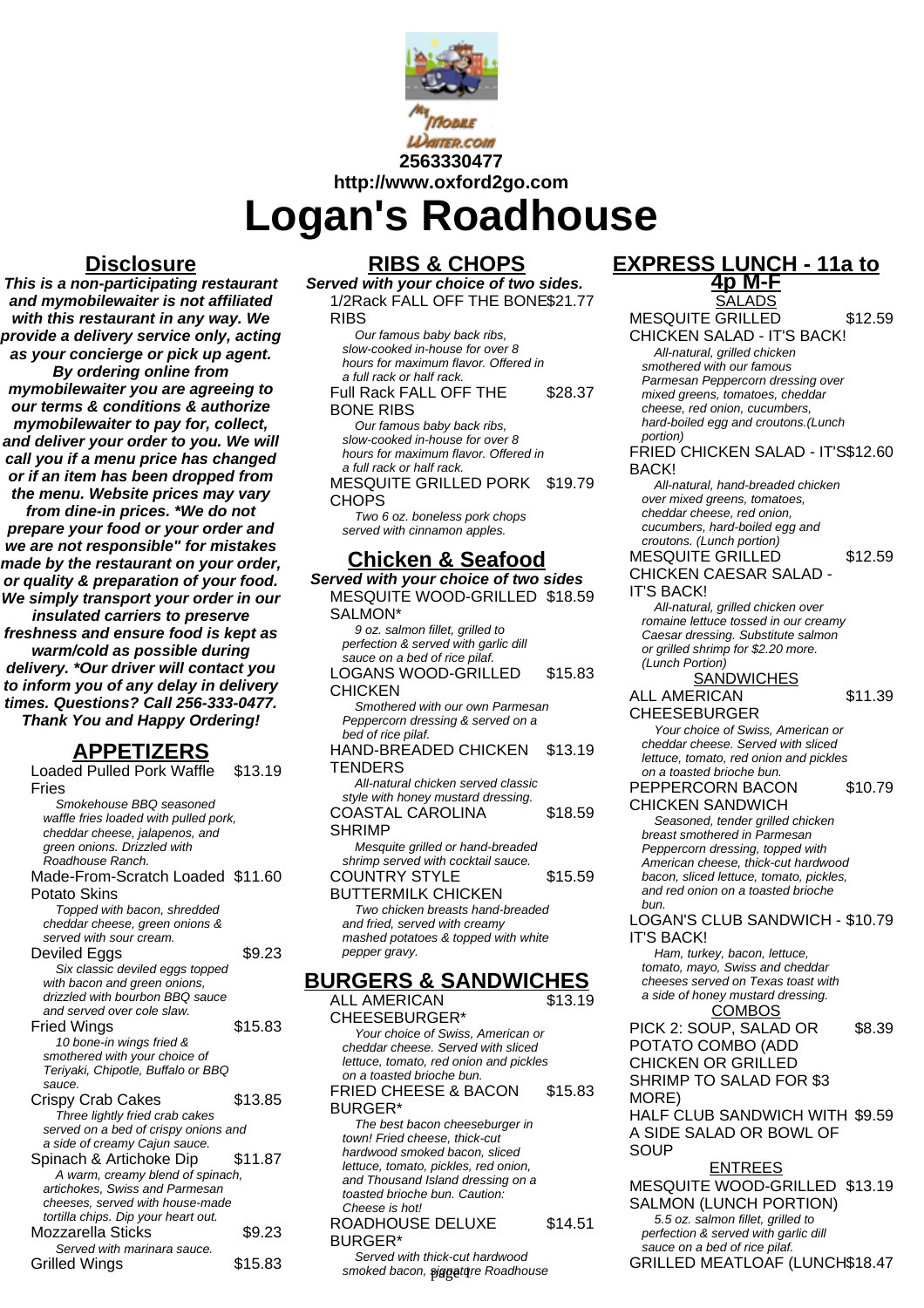2563330477

http://www.oxford2go.com

# Logan's Roadhouse

## Disclosure

***This is a non-participating restaurant and mymobilewaiter is not affiliated with this restaurant in any way. We provide a delivery service only, acting as your concierge or pick up agent. By ordering online from mymobilewaiter you are agreeing to our terms & conditions & authorize mymobilewaiter to pay for, collect, and deliver your order to you. We will call you if a menu price has changed or if an item has been dropped from the menu. Website prices may vary from dine-in prices. *We do not prepare your food or your order and we are not responsible" for mistakes made by the restaurant on your order, or quality & preparation of your food. We simply transport your order in our insulated carriers to preserve freshness and ensure food is kept as warm/cold as possible during delivery. *Our driver will contact you to inform you of any delay in delivery times. Questions? Call 256-333-0477. Thank You and Happy Ordering!***

## APPETIZERS

**Loaded Pulled Pork Waffle Fries** — $13.19
*Smokehouse BBQ seasoned waffle fries loaded with pulled pork, cheddar cheese, jalapenos, and green onions. Drizzled with Roadhouse Ranch.*

**Made-From-Scratch Loaded Potato Skins** — $11.60
*Topped with bacon, shredded cheddar cheese, green onions & served with sour cream.*

**Deviled Eggs** — $9.23
*Six classic deviled eggs topped with bacon and green onions, drizzled with bourbon BBQ sauce and served over cole slaw.*

**Fried Wings** — $15.83
*10 bone-in wings fried & smothered with your choice of Teriyaki, Chipotle, Buffalo or BBQ sauce.*

**Crispy Crab Cakes** — $13.85
*Three lightly fried crab cakes served on a bed of crispy onions and a side of creamy Cajun sauce.*

**Spinach & Artichoke Dip** — $11.87
*A warm, creamy blend of spinach, artichokes, Swiss and Parmesan cheeses, served with house-made tortilla chips. Dip your heart out.*

**Mozzarella Sticks** — $9.23
*Served with marinara sauce.*

**Grilled Wings** — $15.83

## RIBS & CHOPS

***Served with your choice of two sides.***

**1/2Rack FALL OFF THE BONE RIBS** — $21.77
*Our famous baby back ribs, slow-cooked in-house for over 8 hours for maximum flavor. Offered in a full rack or half rack.*

**Full Rack FALL OFF THE BONE RIBS** — $28.37
*Our famous baby back ribs, slow-cooked in-house for over 8 hours for maximum flavor. Offered in a full rack or half rack.*

**MESQUITE GRILLED PORK CHOPS** — $19.79
*Two 6 oz. boneless pork chops served with cinnamon apples.*

## Chicken & Seafood

***Served with your choice of two sides***

**MESQUITE WOOD-GRILLED SALMON*** — $18.59
*9 oz. salmon fillet, grilled to perfection & served with garlic dill sauce on a bed of rice pilaf.*

**LOGANS WOOD-GRILLED CHICKEN** — $15.83
*Smothered with our own Parmesan Peppercorn dressing & served on a bed of rice pilaf.*

**HAND-BREADED CHICKEN TENDERS** — $13.19
*All-natural chicken served classic style with honey mustard dressing.*

**COASTAL CAROLINA SHRIMP** — $18.59
*Mesquite grilled or hand-breaded shrimp served with cocktail sauce.*

**COUNTRY STYLE BUTTERMILK CHICKEN** — $15.59
*Two chicken breasts hand-breaded and fried, served with creamy mashed potatoes & topped with white pepper gravy.*

## BURGERS & SANDWICHES

**ALL AMERICAN CHEESEBURGER*** — $13.19
*Your choice of Swiss, American or cheddar cheese. Served with sliced lettuce, tomato, red onion and pickles on a toasted brioche bun.*

**FRIED CHEESE & BACON BURGER*** — $15.83
*The best bacon cheeseburger in town! Fried cheese, thick-cut hardwood smoked bacon, sliced lettuce, tomato, pickles, red onion, and Thousand Island dressing on a toasted brioche bun. Caution: Cheese is hot!*

**ROADHOUSE DELUXE BURGER*** — $14.51
*Served with thick-cut hardwood smoked bacon, signature Roadhouse*

## EXPRESS LUNCH - 11a to 4p M-F

### SALADS

**MESQUITE GRILLED CHICKEN SALAD - IT'S BACK!** — $12.59
*All-natural, grilled chicken smothered with our famous Parmesan Peppercorn dressing over mixed greens, tomatoes, cheddar cheese, red onion, cucumbers, hard-boiled egg and croutons.(Lunch portion)*

**FRIED CHICKEN SALAD - IT'S BACK!** — $12.60
*All-natural, hand-breaded chicken over mixed greens, tomatoes, cheddar cheese, red onion, cucumbers, hard-boiled egg and croutons. (Lunch portion)*

**MESQUITE GRILLED CHICKEN CAESAR SALAD - IT'S BACK!** — $12.59
*All-natural, grilled chicken over romaine lettuce tossed in our creamy Caesar dressing. Substitute salmon or grilled shrimp for $2.20 more. (Lunch Portion)*

### SANDWICHES

**ALL AMERICAN CHEESEBURGER** — $11.39
*Your choice of Swiss, American or cheddar cheese. Served with sliced lettuce, tomato, red onion and pickles on a toasted brioche bun.*

**PEPPERCORN BACON CHICKEN SANDWICH** — $10.79
*Seasoned, tender grilled chicken breast smothered in Parmesan Peppercorn dressing, topped with American cheese, thick-cut hardwood bacon, sliced lettuce, tomato, pickles, and red onion on a toasted brioche bun.*

**LOGAN'S CLUB SANDWICH - IT'S BACK!** — $10.79
*Ham, turkey, bacon, lettuce, tomato, mayo, Swiss and cheddar cheeses served on Texas toast with a side of honey mustard dressing.*

### COMBOS

**PICK 2: SOUP, SALAD OR POTATO COMBO (ADD CHICKEN OR GRILLED SHRIMP TO SALAD FOR $3 MORE)** — $8.39

**HALF CLUB SANDWICH WITH A SIDE SALAD OR BOWL OF SOUP** — $9.59

### ENTREES

**MESQUITE WOOD-GRILLED SALMON (LUNCH PORTION)** — $13.19
*5.5 oz. salmon fillet, grilled to perfection & served with garlic dill sauce on a bed of rice pilaf.*

**GRILLED MEATLOAF (LUNCH** — $18.47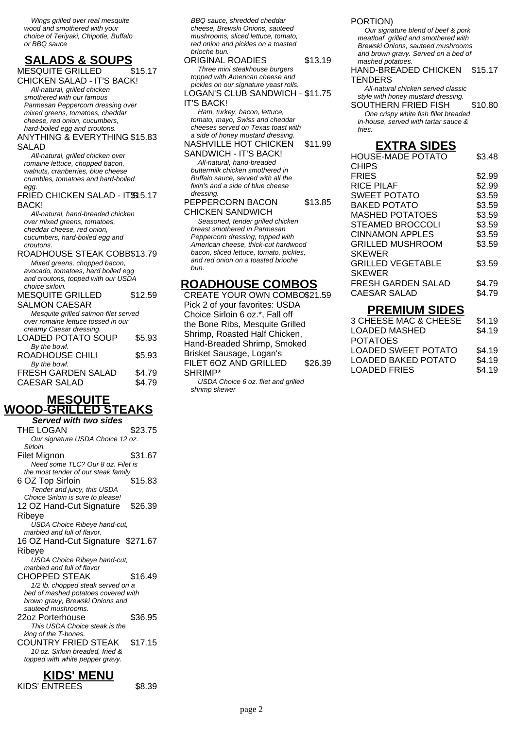*Wings grilled over real mesquite wood and smothered with your choice of Teriyaki, Chipotle, Buffalo or BBQ sauce*

## SALADS & SOUPS

MESQUITE GRILLED CHICKEN SALAD - IT'S BACK! $15.17
*All-natural, grilled chicken smothered with our famous Parmesan Peppercorn dressing over mixed greens, tomatoes, cheddar cheese, red onion, cucumbers, hard-boiled egg and croutons.*

ANYTHING & EVERYTHING SALAD $15.83
*All-natural, grilled chicken over romaine lettuce, chopped bacon, walnuts, cranberries, blue cheese crumbles, tomatoes and hard-boiled egg.*

FRIED CHICKEN SALAD - IT'S BACK! $15.17
*All-natural, hand-breaded chicken over mixed greens, tomatoes, cheddar cheese, red onion, cucumbers, hard-boiled egg and croutons.*

ROADHOUSE STEAK COBB $13.79
*Mixed greens, chopped bacon, avocado, tomatoes, hard boiled egg and croutons, topped with our USDA choice sirloin.*

MESQUITE GRILLED SALMON CAESAR $12.59
*Mesquite grilled salmon filet served over romaine lettuce tossed in our creamy Caesar dressing.*

LOADED POTATO SOUP $5.93
*By the bowl.*

ROADHOUSE CHILI $5.93
*By the bowl.*

FRESH GARDEN SALAD $4.79

CAESAR SALAD $4.79

## MESQUITE WOOD-GRILLED STEAKS

***Served with two sides***

THE LOGAN $23.75
*Our signature USDA Choice 12 oz. Sirloin.*

Filet Mignon $31.67
*Need some TLC? Our 8 oz. Filet is the most tender of our steak family.*

6 OZ Top Sirloin $15.83
*Tender and juicy, this USDA Choice Sirloin is sure to please!*

12 OZ Hand-Cut Signature Ribeye $26.39
*USDA Choice Ribeye hand-cut, marbled and full of flavor.*

16 OZ Hand-Cut Signature Ribeye $271.67
*USDA Choice Ribeye hand-cut, marbled and full of flavor*

CHOPPED STEAK $16.49
*1/2 lb. chopped steak served on a bed of mashed potatoes covered with brown gravy, Brewski Onions and sauteed mushrooms.*

22oz Porterhouse $36.95
*This USDA Choice steak is the king of the T-bones.*

COUNTRY FRIED STEAK $17.15
*10 oz. Sirloin breaded, fried & topped with white pepper gravy.*

## KIDS' MENU

KIDS' ENTREES $8.39

*BBQ sauce, shredded cheddar cheese, Brewski Onions, sauteed mushrooms, sliced lettuce, tomato, red onion and pickles on a toasted brioche bun.*

ORIGINAL ROADIES $13.19
*Three mini steakhouse burgers topped with American cheese and pickles on our signature yeast rolls.*

LOGAN'S CLUB SANDWICH - IT'S BACK! $11.75
*Ham, turkey, bacon, lettuce, tomato, mayo, Swiss and cheddar cheeses served on Texas toast with a side of honey mustard dressing.*

NASHVILLE HOT CHICKEN SANDWICH - IT'S BACK! $11.99
*All-natural, hand-breaded buttermilk chicken smothered in Buffalo sauce, served with all the fixin's and a side of blue cheese dressing.*

PEPPERCORN BACON CHICKEN SANDWICH $13.85
*Seasoned, tender grilled chicken breast smothered in Parmesan Peppercorn dressing, topped with American cheese, thick-cut hardwood bacon, sliced lettuce, tomato, pickles, and red onion on a toasted brioche bun.*

## ROADHOUSE COMBOS

CREATE YOUR OWN COMBO $21.59
Pick 2 of your favorites: USDA Choice Sirloin 6 oz.*, Fall off the Bone Ribs, Mesquite Grilled Shrimp, Roasted Half Chicken, Hand-Breaded Shrimp, Smoked Brisket Sausage, Logan's

FILET 6OZ AND GRILLED SHRIMP* $26.39
*USDA Choice 6 oz. filet and grilled shrimp skewer*

PORTION)
*Our signature blend of beef & pork meatloaf, grilled and smothered with Brewski Onions, sauteed mushrooms and brown gravy. Served on a bed of mashed potatoes.*

HAND-BREADED CHICKEN TENDERS $15.17
*All-natural chicken served classic style with honey mustard dressing.*

SOUTHERN FRIED FISH $10.80
*One crispy white fish fillet breaded in-house, served with tartar sauce & fries.*

## EXTRA SIDES

| | |
|---|---|
| HOUSE-MADE POTATO CHIPS | $3.48 |
| FRIES | $2.99 |
| RICE PILAF | $2.99 |
| SWEET POTATO | $3.59 |
| BAKED POTATO | $3.59 |
| MASHED POTATOES | $3.59 |
| STEAMED BROCCOLI | $3.59 |
| CINNAMON APPLES | $3.59 |
| GRILLED MUSHROOM SKEWER | $3.59 |
| GRILLED VEGETABLE SKEWER | $3.59 |
| FRESH GARDEN SALAD | $4.79 |
| CAESAR SALAD | $4.79 |

## PREMIUM SIDES

| | |
|---|---|
| 3 CHEESE MAC & CHEESE | $4.19 |
| LOADED MASHED POTATOES | $4.19 |
| LOADED SWEET POTATO | $4.19 |
| LOADED BAKED POTATO | $4.19 |
| LOADED FRIES | $4.19 |